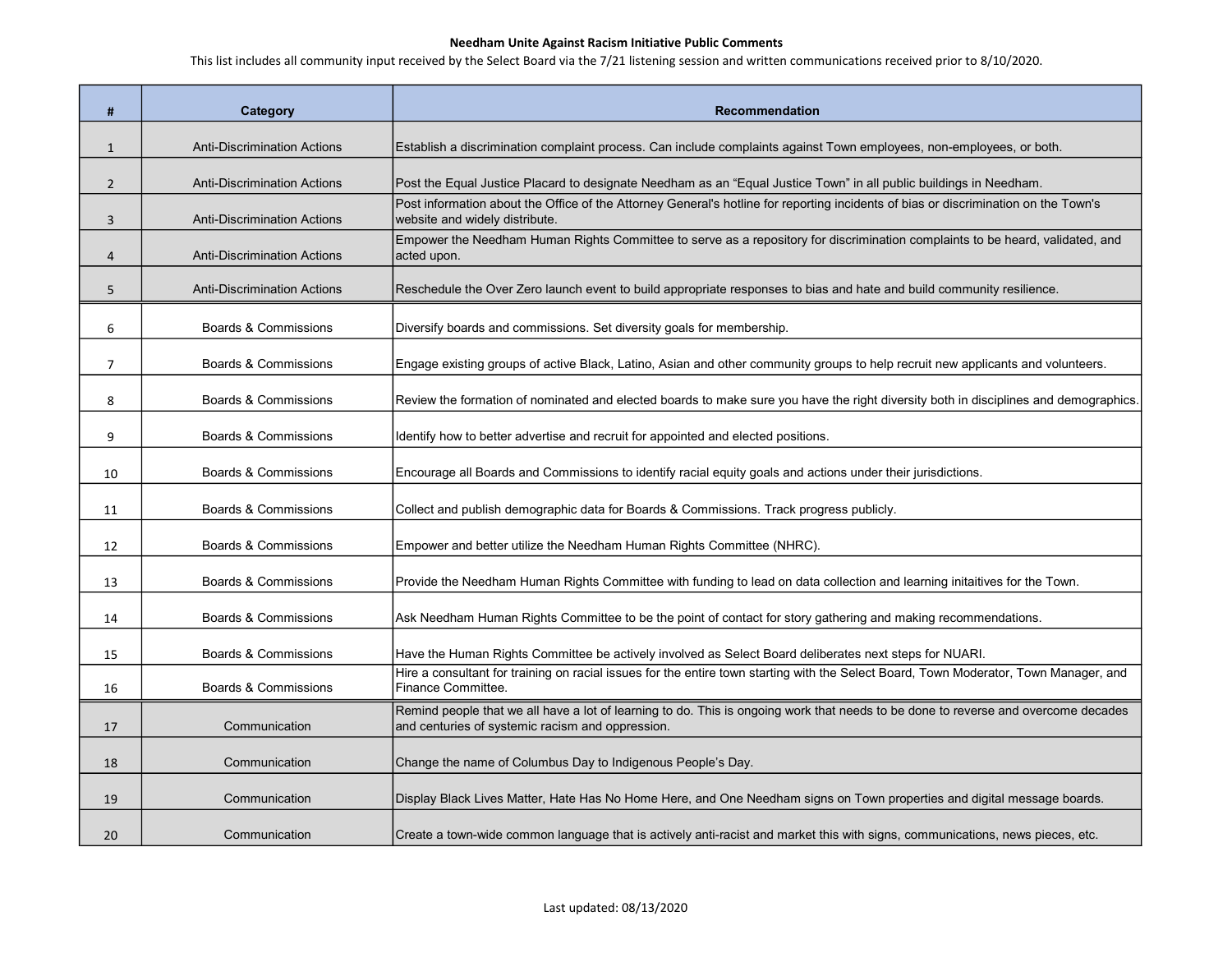# Needham Unite Against Racism Initiative Public Comments

This list includes all community input received by the Select Board via the 7/21 listening session and written communications received prior to 8/10/2020.

| # | Category | Recommendation |
|---|---|---|
| 1 | Anti-Discrimination Actions | Establish a discrimination complaint process. Can include complaints against Town employees, non-employees, or both. |
| 2 | Anti-Discrimination Actions | Post the Equal Justice Placard to designate Needham as an "Equal Justice Town" in all public buildings in Needham. |
| 3 | Anti-Discrimination Actions | Post information about the Office of the Attorney General's hotline for reporting incidents of bias or discrimination on the Town's website and widely distribute. |
| 4 | Anti-Discrimination Actions | Empower the Needham Human Rights Committee to serve as a repository for discrimination complaints to be heard, validated, and acted upon. |
| 5 | Anti-Discrimination Actions | Reschedule the Over Zero launch event to build appropriate responses to bias and hate and build community resilience. |
| 6 | Boards & Commissions | Diversify boards and commissions. Set diversity goals for membership. |
| 7 | Boards & Commissions | Engage existing groups of active Black, Latino, Asian and other community groups to help recruit new applicants and volunteers. |
| 8 | Boards & Commissions | Review the formation of nominated and elected boards to make sure you have the right diversity both in disciplines and demographics. |
| 9 | Boards & Commissions | Identify how to better advertise and recruit for appointed and elected positions. |
| 10 | Boards & Commissions | Encourage all Boards and Commissions to identify racial equity goals and actions under their jurisdictions. |
| 11 | Boards & Commissions | Collect and publish demographic data for Boards & Commissions. Track progress publicly. |
| 12 | Boards & Commissions | Empower and better utilize the Needham Human Rights Committee (NHRC). |
| 13 | Boards & Commissions | Provide the Needham Human Rights Committee with funding to lead on data collection and learning initaitives for the Town. |
| 14 | Boards & Commissions | Ask Needham Human Rights Committee to be the point of contact for story gathering and making recommendations. |
| 15 | Boards & Commissions | Have the Human Rights Committee be actively involved as Select Board deliberates next steps for NUARI. |
| 16 | Boards & Commissions | Hire a consultant for training on racial issues for the entire town starting with the Select Board, Town Moderator, Town Manager, and Finance Committee. |
| 17 | Communication | Remind people that we all have a lot of learning to do. This is ongoing work that needs to be done to reverse and overcome decades and centuries of systemic racism and oppression. |
| 18 | Communication | Change the name of Columbus Day to Indigenous People's Day. |
| 19 | Communication | Display Black Lives Matter, Hate Has No Home Here, and One Needham signs on Town properties and digital message boards. |
| 20 | Communication | Create a town-wide common language that is actively anti-racist and market this with signs, communications, news pieces, etc. |

Last updated: 08/13/2020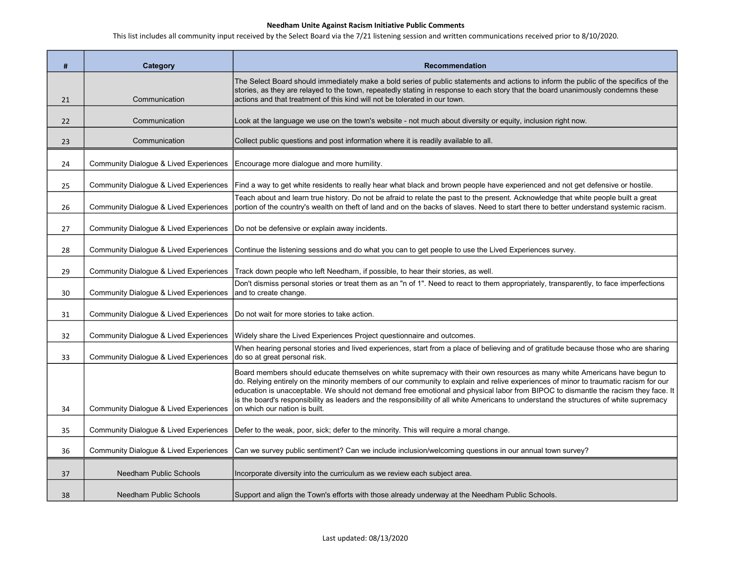**Needham Unite Against Racism Initiative Public Comments**

This list includes all community input received by the Select Board via the 7/21 listening session and written communications received prior to 8/10/2020.

| # | Category | Recommendation |
|---|---|---|
| 21 | Communication | The Select Board should immediately make a bold series of public statements and actions to inform the public of the specifics of the stories, as they are relayed to the town, repeatedly stating in response to each story that the board unanimously condemns these actions and that treatment of this kind will not be tolerated in our town. |
| 22 | Communication | Look at the language we use on the town's website - not much about diversity or equity, inclusion right now. |
| 23 | Communication | Collect public questions and post information where it is readily available to all. |
| 24 | Community Dialogue & Lived Experiences | Encourage more dialogue and more humility. |
| 25 | Community Dialogue & Lived Experiences | Find a way to get white residents to really hear what black and brown people have experienced and not get defensive or hostile. |
| 26 | Community Dialogue & Lived Experiences | Teach about and learn true history. Do not be afraid to relate the past to the present. Acknowledge that white people built a great portion of the country's wealth on theft of land and on the backs of slaves. Need to start there to better understand systemic racism. |
| 27 | Community Dialogue & Lived Experiences | Do not be defensive or explain away incidents. |
| 28 | Community Dialogue & Lived Experiences | Continue the listening sessions and do what you can to get people to use the Lived Experiences survey. |
| 29 | Community Dialogue & Lived Experiences | Track down people who left Needham, if possible, to hear their stories, as well. |
| 30 | Community Dialogue & Lived Experiences | Don't dismiss personal stories or treat them as an "n of 1". Need to react to them appropriately, transparently, to face imperfections and to create change. |
| 31 | Community Dialogue & Lived Experiences | Do not wait for more stories to take action. |
| 32 | Community Dialogue & Lived Experiences | Widely share the Lived Experiences Project questionnaire and outcomes. |
| 33 | Community Dialogue & Lived Experiences | When hearing personal stories and lived experiences, start from a place of believing and of gratitude because those who are sharing do so at great personal risk. |
| 34 | Community Dialogue & Lived Experiences | Board members should educate themselves on white supremacy with their own resources as many white Americans have begun to do. Relying entirely on the minority members of our community to explain and relive experiences of minor to traumatic racism for our education is unacceptable. We should not demand free emotional and physical labor from BIPOC to dismantle the racism they face. It is the board's responsibility as leaders and the responsibility of all white Americans to understand the structures of white supremacy on which our nation is built. |
| 35 | Community Dialogue & Lived Experiences | Defer to the weak, poor, sick; defer to the minority. This will require a moral change. |
| 36 | Community Dialogue & Lived Experiences | Can we survey public sentiment? Can we include inclusion/welcoming questions in our annual town survey? |
| 37 | Needham Public Schools | Incorporate diversity into the curriculum as we review each subject area. |
| 38 | Needham Public Schools | Support and align the Town's efforts with those already underway at the Needham Public Schools. |

Last updated: 08/13/2020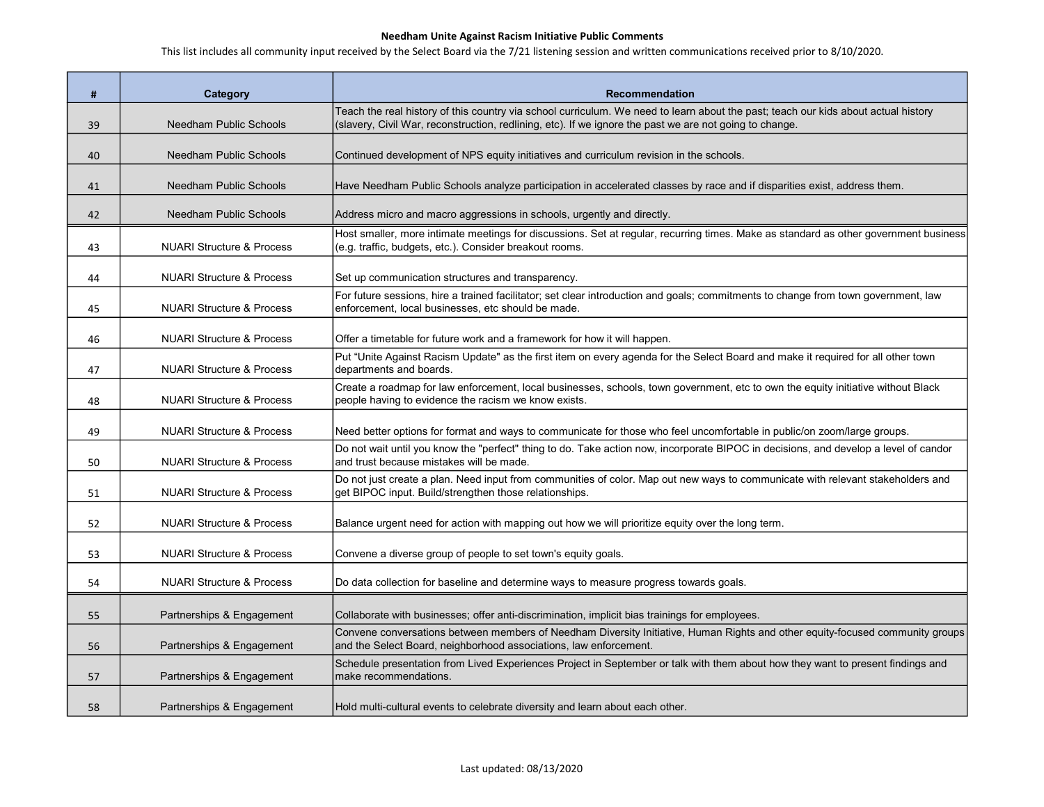**Needham Unite Against Racism Initiative Public Comments**

This list includes all community input received by the Select Board via the 7/21 listening session and written communications received prior to 8/10/2020.

| # | Category | Recommendation |
|---|---|---|
| 39 | Needham Public Schools | Teach the real history of this country via school curriculum. We need to learn about the past; teach our kids about actual history (slavery, Civil War, reconstruction, redlining, etc). If we ignore the past we are not going to change. |
| 40 | Needham Public Schools | Continued development of NPS equity initiatives and curriculum revision in the schools. |
| 41 | Needham Public Schools | Have Needham Public Schools analyze participation in accelerated classes by race and if disparities exist, address them. |
| 42 | Needham Public Schools | Address micro and macro aggressions in schools, urgently and directly. |
| 43 | NUARI Structure & Process | Host smaller, more intimate meetings for discussions. Set at regular, recurring times. Make as standard as other government business (e.g. traffic, budgets, etc.). Consider breakout rooms. |
| 44 | NUARI Structure & Process | Set up communication structures and transparency. |
| 45 | NUARI Structure & Process | For future sessions, hire a trained facilitator; set clear introduction and goals; commitments to change from town government, law enforcement, local businesses, etc should be made. |
| 46 | NUARI Structure & Process | Offer a timetable for future work and a framework for how it will happen. |
| 47 | NUARI Structure & Process | Put "Unite Against Racism Update" as the first item on every agenda for the Select Board and make it required for all other town departments and boards. |
| 48 | NUARI Structure & Process | Create a roadmap for law enforcement, local businesses, schools, town government, etc to own the equity initiative without Black people having to evidence the racism we know exists. |
| 49 | NUARI Structure & Process | Need better options for format and ways to communicate for those who feel uncomfortable in public/on zoom/large groups. |
| 50 | NUARI Structure & Process | Do not wait until you know the "perfect" thing to do. Take action now, incorporate BIPOC in decisions, and develop a level of candor and trust because mistakes will be made. |
| 51 | NUARI Structure & Process | Do not just create a plan. Need input from communities of color. Map out new ways to communicate with relevant stakeholders and get BIPOC input. Build/strengthen those relationships. |
| 52 | NUARI Structure & Process | Balance urgent need for action with mapping out how we will prioritize equity over the long term. |
| 53 | NUARI Structure & Process | Convene a diverse group of people to set town's equity goals. |
| 54 | NUARI Structure & Process | Do data collection for baseline and determine ways to measure progress towards goals. |
| 55 | Partnerships & Engagement | Collaborate with businesses; offer anti-discrimination, implicit bias trainings for employees. |
| 56 | Partnerships & Engagement | Convene conversations between members of Needham Diversity Initiative, Human Rights and other equity-focused community groups and the Select Board, neighborhood associations, law enforcement. |
| 57 | Partnerships & Engagement | Schedule presentation from Lived Experiences Project in September or talk with them about how they want to present findings and make recommendations. |
| 58 | Partnerships & Engagement | Hold multi-cultural events to celebrate diversity and learn about each other. |

Last updated: 08/13/2020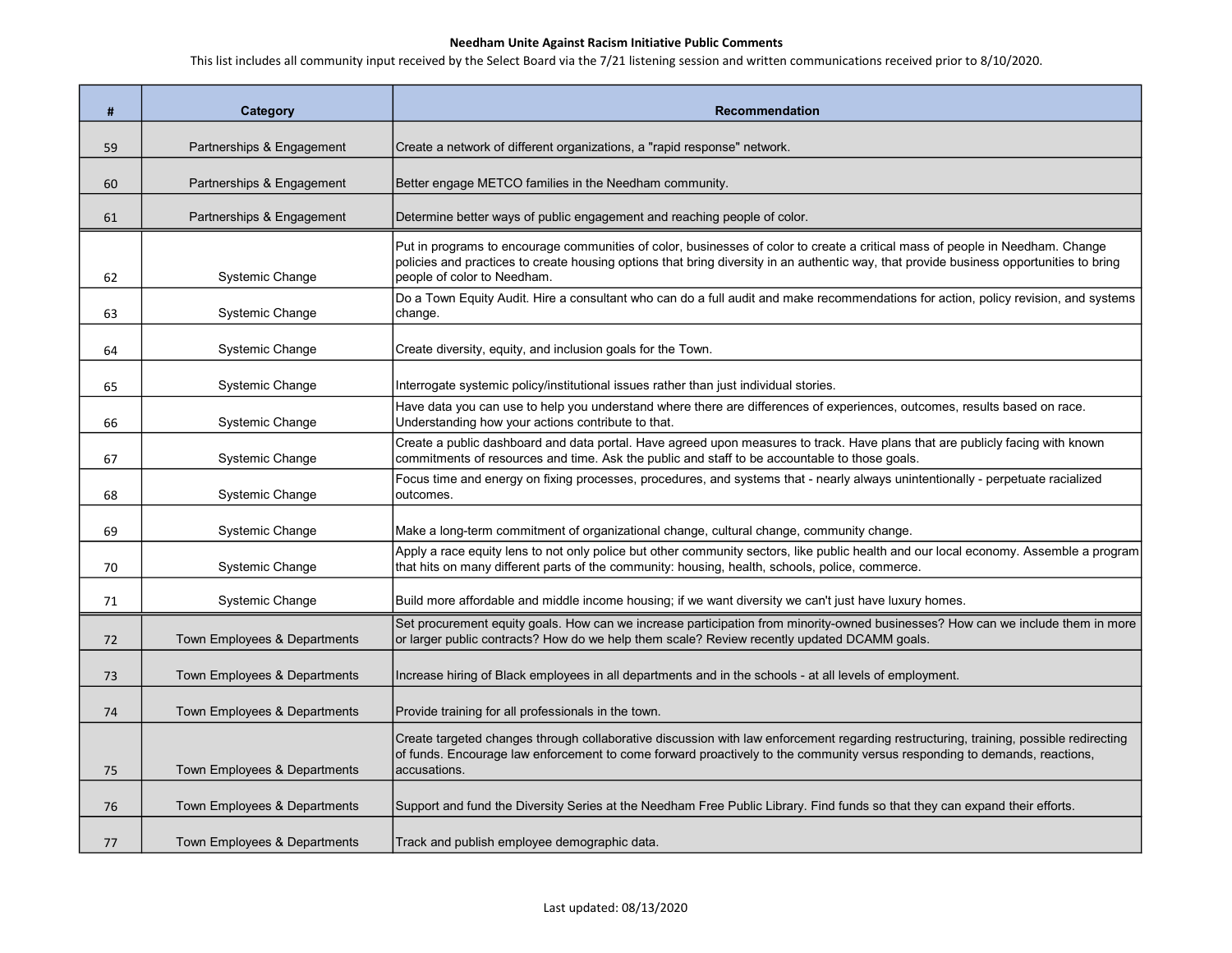**Needham Unite Against Racism Initiative Public Comments**

This list includes all community input received by the Select Board via the 7/21 listening session and written communications received prior to 8/10/2020.

| # | Category | Recommendation |
|---|---|---|
| 59 | Partnerships & Engagement | Create a network of different organizations, a "rapid response" network. |
| 60 | Partnerships & Engagement | Better engage METCO families in the Needham community. |
| 61 | Partnerships & Engagement | Determine better ways of public engagement and reaching people of color. |
| 62 | Systemic Change | Put in programs to encourage communities of color, businesses of color to create a critical mass of people in Needham. Change policies and practices to create housing options that bring diversity in an authentic way, that provide business opportunities to bring people of color to Needham. |
| 63 | Systemic Change | Do a Town Equity Audit. Hire a consultant who can do a full audit and make recommendations for action, policy revision, and systems change. |
| 64 | Systemic Change | Create diversity, equity, and inclusion goals for the Town. |
| 65 | Systemic Change | Interrogate systemic policy/institutional issues rather than just individual stories. |
| 66 | Systemic Change | Have data you can use to help you understand where there are differences of experiences, outcomes, results based on race. Understanding how your actions contribute to that. |
| 67 | Systemic Change | Create a public dashboard and data portal. Have agreed upon measures to track. Have plans that are publicly facing with known commitments of resources and time. Ask the public and staff to be accountable to those goals. |
| 68 | Systemic Change | Focus time and energy on fixing processes, procedures, and systems that - nearly always unintentionally - perpetuate racialized outcomes. |
| 69 | Systemic Change | Make a long-term commitment of organizational change, cultural change, community change. |
| 70 | Systemic Change | Apply a race equity lens to not only police but other community sectors, like public health and our local economy. Assemble a program that hits on many different parts of the community: housing, health, schools, police, commerce. |
| 71 | Systemic Change | Build more affordable and middle income housing; if we want diversity we can't just have luxury homes. |
| 72 | Town Employees & Departments | Set procurement equity goals. How can we increase participation from minority-owned businesses? How can we include them in more or larger public contracts? How do we help them scale? Review recently updated DCAMM goals. |
| 73 | Town Employees & Departments | Increase hiring of Black employees in all departments and in the schools - at all levels of employment. |
| 74 | Town Employees & Departments | Provide training for all professionals in the town. |
| 75 | Town Employees & Departments | Create targeted changes through collaborative discussion with law enforcement regarding restructuring, training, possible redirecting of funds. Encourage law enforcement to come forward proactively to the community versus responding to demands, reactions, accusations. |
| 76 | Town Employees & Departments | Support and fund the Diversity Series at the Needham Free Public Library. Find funds so that they can expand their efforts. |
| 77 | Town Employees & Departments | Track and publish employee demographic data. |

Last updated: 08/13/2020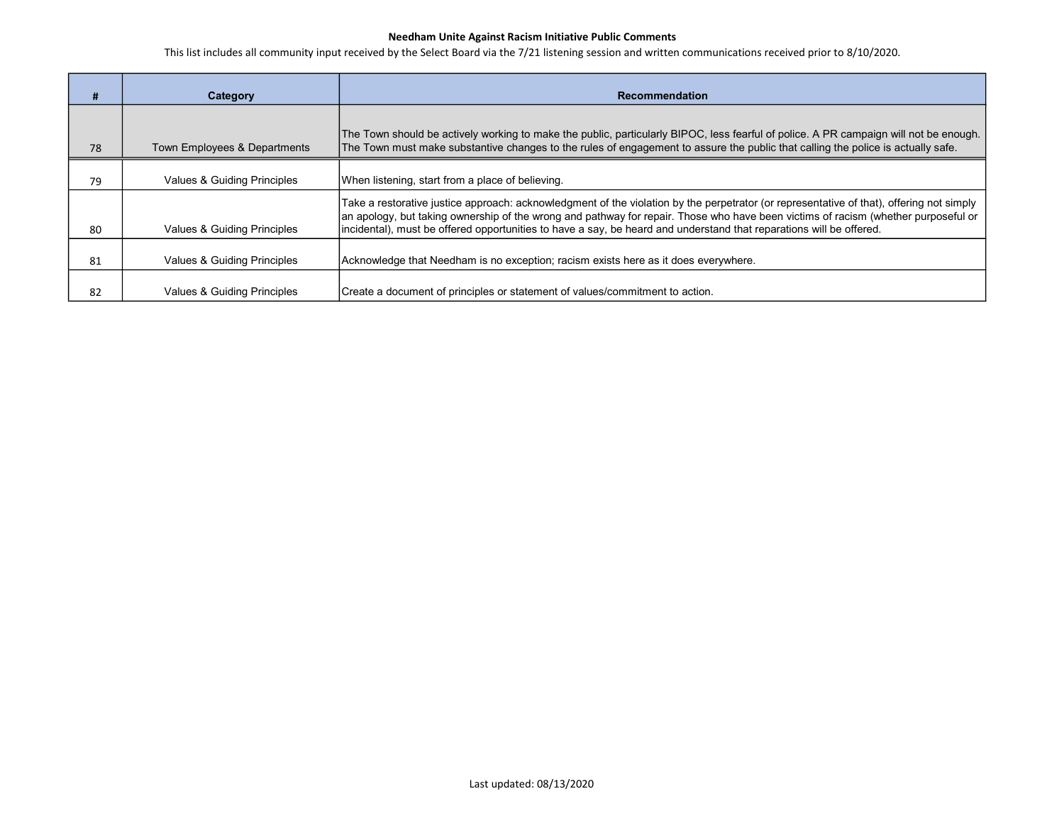**Needham Unite Against Racism Initiative Public Comments**

This list includes all community input received by the Select Board via the 7/21 listening session and written communications received prior to 8/10/2020.

| # | Category | Recommendation |
|---|---|---|
| 78 | Town Employees & Departments | The Town should be actively working to make the public, particularly BIPOC, less fearful of police. A PR campaign will not be enough. The Town must make substantive changes to the rules of engagement to assure the public that calling the police is actually safe. |
| 79 | Values & Guiding Principles | When listening, start from a place of believing. |
| 80 | Values & Guiding Principles | Take a restorative justice approach: acknowledgment of the violation by the perpetrator (or representative of that), offering not simply an apology, but taking ownership of the wrong and pathway for repair. Those who have been victims of racism (whether purposeful or incidental), must be offered opportunities to have a say, be heard and understand that reparations will be offered. |
| 81 | Values & Guiding Principles | Acknowledge that Needham is no exception; racism exists here as it does everywhere. |
| 82 | Values & Guiding Principles | Create a document of principles or statement of values/commitment to action. |

Last updated: 08/13/2020